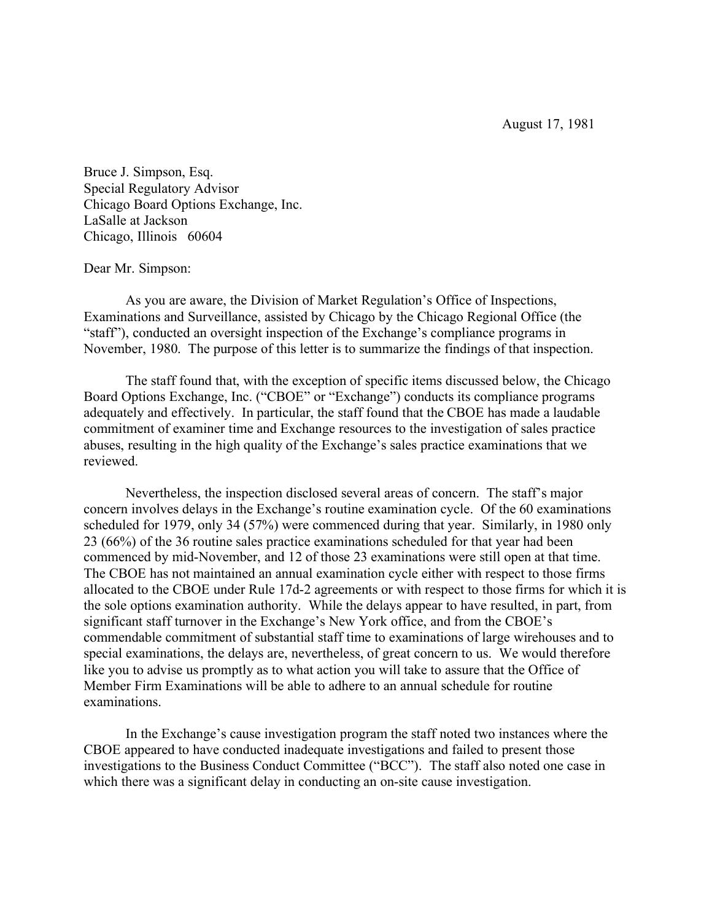August 17, 1981

Bruce J. Simpson, Esq.
Special Regulatory Advisor
Chicago Board Options Exchange, Inc.
LaSalle at Jackson
Chicago, Illinois 60604

Dear Mr. Simpson:

As you are aware, the Division of Market Regulation's Office of Inspections, Examinations and Surveillance, assisted by Chicago by the Chicago Regional Office (the "staff"), conducted an oversight inspection of the Exchange's compliance programs in November, 1980. The purpose of this letter is to summarize the findings of that inspection.

The staff found that, with the exception of specific items discussed below, the Chicago Board Options Exchange, Inc. ("CBOE" or "Exchange") conducts its compliance programs adequately and effectively. In particular, the staff found that the CBOE has made a laudable commitment of examiner time and Exchange resources to the investigation of sales practice abuses, resulting in the high quality of the Exchange's sales practice examinations that we reviewed.

Nevertheless, the inspection disclosed several areas of concern. The staff's major concern involves delays in the Exchange's routine examination cycle. Of the 60 examinations scheduled for 1979, only 34 (57%) were commenced during that year. Similarly, in 1980 only 23 (66%) of the 36 routine sales practice examinations scheduled for that year had been commenced by mid-November, and 12 of those 23 examinations were still open at that time. The CBOE has not maintained an annual examination cycle either with respect to those firms allocated to the CBOE under Rule 17d-2 agreements or with respect to those firms for which it is the sole options examination authority. While the delays appear to have resulted, in part, from significant staff turnover in the Exchange's New York office, and from the CBOE's commendable commitment of substantial staff time to examinations of large wirehouses and to special examinations, the delays are, nevertheless, of great concern to us. We would therefore like you to advise us promptly as to what action you will take to assure that the Office of Member Firm Examinations will be able to adhere to an annual schedule for routine examinations.

In the Exchange's cause investigation program the staff noted two instances where the CBOE appeared to have conducted inadequate investigations and failed to present those investigations to the Business Conduct Committee ("BCC"). The staff also noted one case in which there was a significant delay in conducting an on-site cause investigation.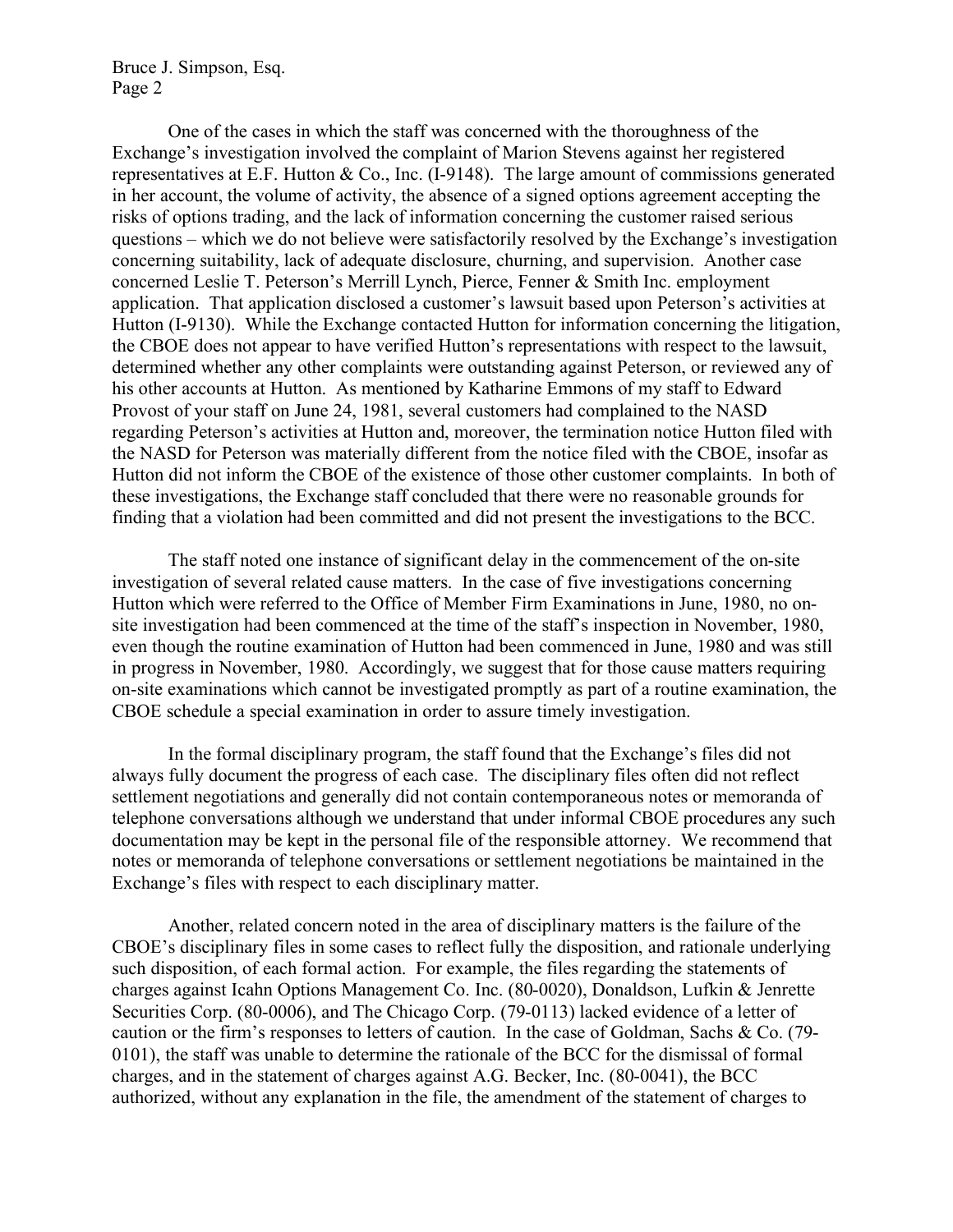One of the cases in which the staff was concerned with the thoroughness of the Exchange's investigation involved the complaint of Marion Stevens against her registered representatives at E.F. Hutton & Co., Inc. (I-9148). The large amount of commissions generated in her account, the volume of activity, the absence of a signed options agreement accepting the risks of options trading, and the lack of information concerning the customer raised serious questions – which we do not believe were satisfactorily resolved by the Exchange's investigation concerning suitability, lack of adequate disclosure, churning, and supervision. Another case concerned Leslie T. Peterson's Merrill Lynch, Pierce, Fenner & Smith Inc. employment application. That application disclosed a customer's lawsuit based upon Peterson's activities at Hutton (I-9130). While the Exchange contacted Hutton for information concerning the litigation, the CBOE does not appear to have verified Hutton's representations with respect to the lawsuit, determined whether any other complaints were outstanding against Peterson, or reviewed any of his other accounts at Hutton. As mentioned by Katharine Emmons of my staff to Edward Provost of your staff on June 24, 1981, several customers had complained to the NASD regarding Peterson's activities at Hutton and, moreover, the termination notice Hutton filed with the NASD for Peterson was materially different from the notice filed with the CBOE, insofar as Hutton did not inform the CBOE of the existence of those other customer complaints. In both of these investigations, the Exchange staff concluded that there were no reasonable grounds for finding that a violation had been committed and did not present the investigations to the BCC.

The staff noted one instance of significant delay in the commencement of the on-site investigation of several related cause matters. In the case of five investigations concerning Hutton which were referred to the Office of Member Firm Examinations in June, 1980, no on-site investigation had been commenced at the time of the staff's inspection in November, 1980, even though the routine examination of Hutton had been commenced in June, 1980 and was still in progress in November, 1980. Accordingly, we suggest that for those cause matters requiring on-site examinations which cannot be investigated promptly as part of a routine examination, the CBOE schedule a special examination in order to assure timely investigation.

In the formal disciplinary program, the staff found that the Exchange's files did not always fully document the progress of each case. The disciplinary files often did not reflect settlement negotiations and generally did not contain contemporaneous notes or memoranda of telephone conversations although we understand that under informal CBOE procedures any such documentation may be kept in the personal file of the responsible attorney. We recommend that notes or memoranda of telephone conversations or settlement negotiations be maintained in the Exchange's files with respect to each disciplinary matter.

Another, related concern noted in the area of disciplinary matters is the failure of the CBOE's disciplinary files in some cases to reflect fully the disposition, and rationale underlying such disposition, of each formal action. For example, the files regarding the statements of charges against Icahn Options Management Co. Inc. (80-0020), Donaldson, Lufkin & Jenrette Securities Corp. (80-0006), and The Chicago Corp. (79-0113) lacked evidence of a letter of caution or the firm's responses to letters of caution. In the case of Goldman, Sachs & Co. (79-0101), the staff was unable to determine the rationale of the BCC for the dismissal of formal charges, and in the statement of charges against A.G. Becker, Inc. (80-0041), the BCC authorized, without any explanation in the file, the amendment of the statement of charges to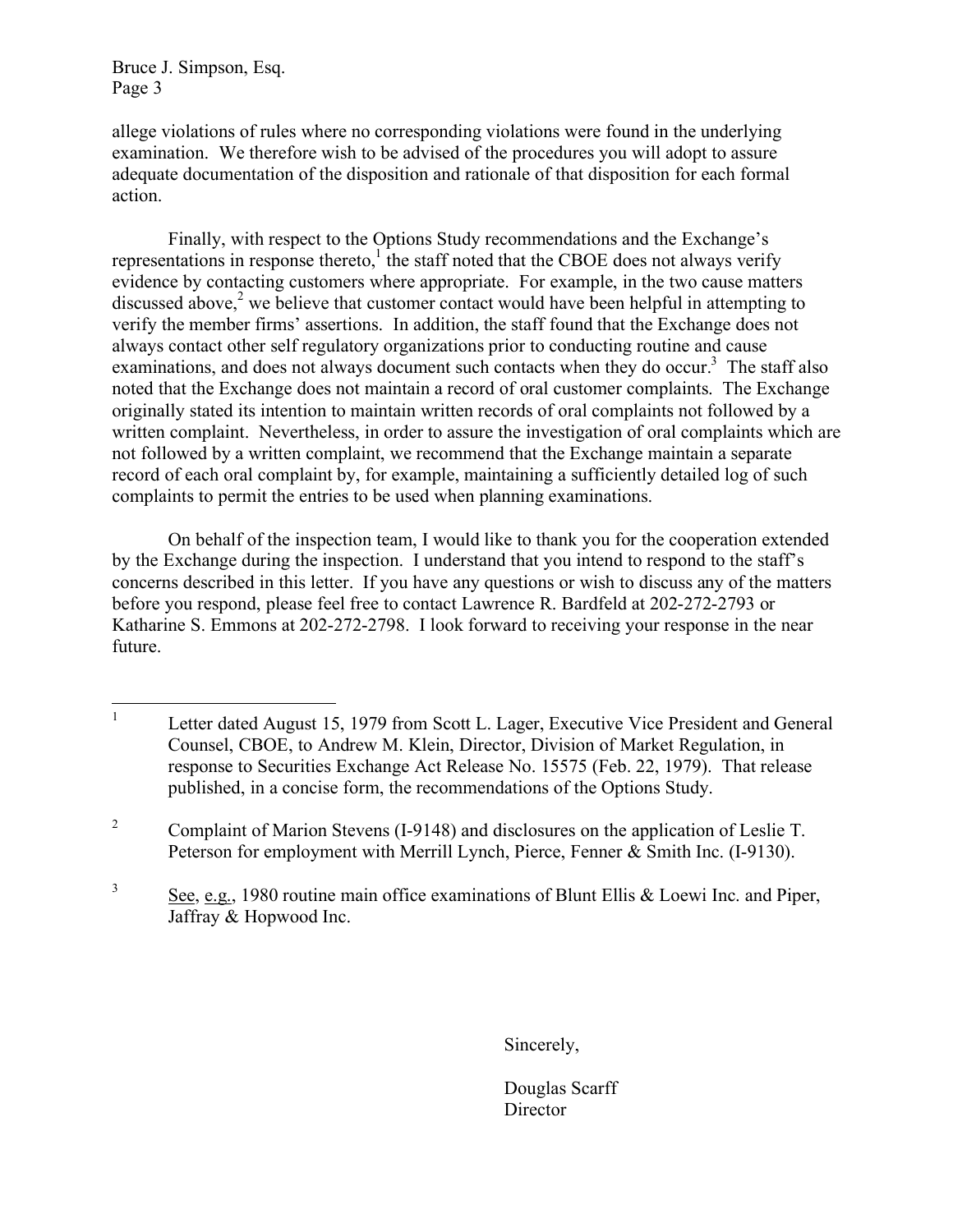allege violations of rules where no corresponding violations were found in the underlying examination. We therefore wish to be advised of the procedures you will adopt to assure adequate documentation of the disposition and rationale of that disposition for each formal action.

Finally, with respect to the Options Study recommendations and the Exchange's representations in response thereto,[1] the staff noted that the CBOE does not always verify evidence by contacting customers where appropriate. For example, in the two cause matters discussed above,[2] we believe that customer contact would have been helpful in attempting to verify the member firms' assertions. In addition, the staff found that the Exchange does not always contact other self regulatory organizations prior to conducting routine and cause examinations, and does not always document such contacts when they do occur.[3] The staff also noted that the Exchange does not maintain a record of oral customer complaints. The Exchange originally stated its intention to maintain written records of oral complaints not followed by a written complaint. Nevertheless, in order to assure the investigation of oral complaints which are not followed by a written complaint, we recommend that the Exchange maintain a separate record of each oral complaint by, for example, maintaining a sufficiently detailed log of such complaints to permit the entries to be used when planning examinations.

On behalf of the inspection team, I would like to thank you for the cooperation extended by the Exchange during the inspection. I understand that you intend to respond to the staff's concerns described in this letter. If you have any questions or wish to discuss any of the matters before you respond, please feel free to contact Lawrence R. Bardfeld at 202-272-2793 or Katharine S. Emmons at 202-272-2798. I look forward to receiving your response in the near future.

Sincerely,

Douglas Scarff
Director

---

[1] Letter dated August 15, 1979 from Scott L. Lager, Executive Vice President and General Counsel, CBOE, to Andrew M. Klein, Director, Division of Market Regulation, in response to Securities Exchange Act Release No. 15575 (Feb. 22, 1979). That release published, in a concise form, the recommendations of the Options Study.

[2] Complaint of Marion Stevens (I-9148) and disclosures on the application of Leslie T. Peterson for employment with Merrill Lynch, Pierce, Fenner & Smith Inc. (I-9130).

[3] See, e.g., 1980 routine main office examinations of Blunt Ellis & Loewi Inc. and Piper, Jaffray & Hopwood Inc.